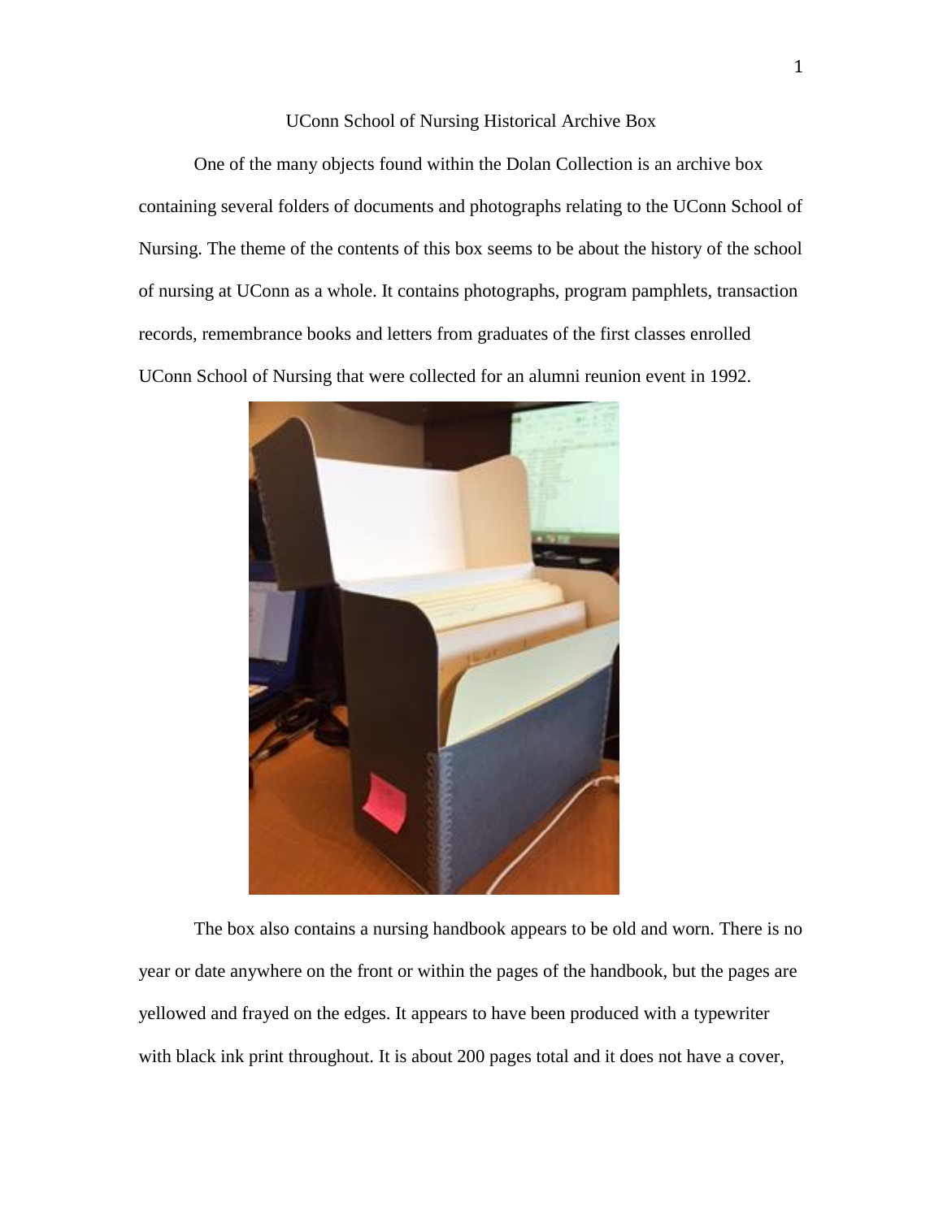# UConn School of Nursing Historical Archive Box

One of the many objects found within the Dolan Collection is an archive box containing several folders of documents and photographs relating to the UConn School of Nursing. The theme of the contents of this box seems to be about the history of the school of nursing at UConn as a whole. It contains photographs, program pamphlets, transaction records, remembrance books and letters from graduates of the first classes enrolled UConn School of Nursing that were collected for an alumni reunion event in 1992.

The box also contains a nursing handbook appears to be old and worn. There is no year or date anywhere on the front or within the pages of the handbook, but the pages are yellowed and frayed on the edges. It appears to have been produced with a typewriter with black ink print throughout. It is about 200 pages total and it does not have a cover,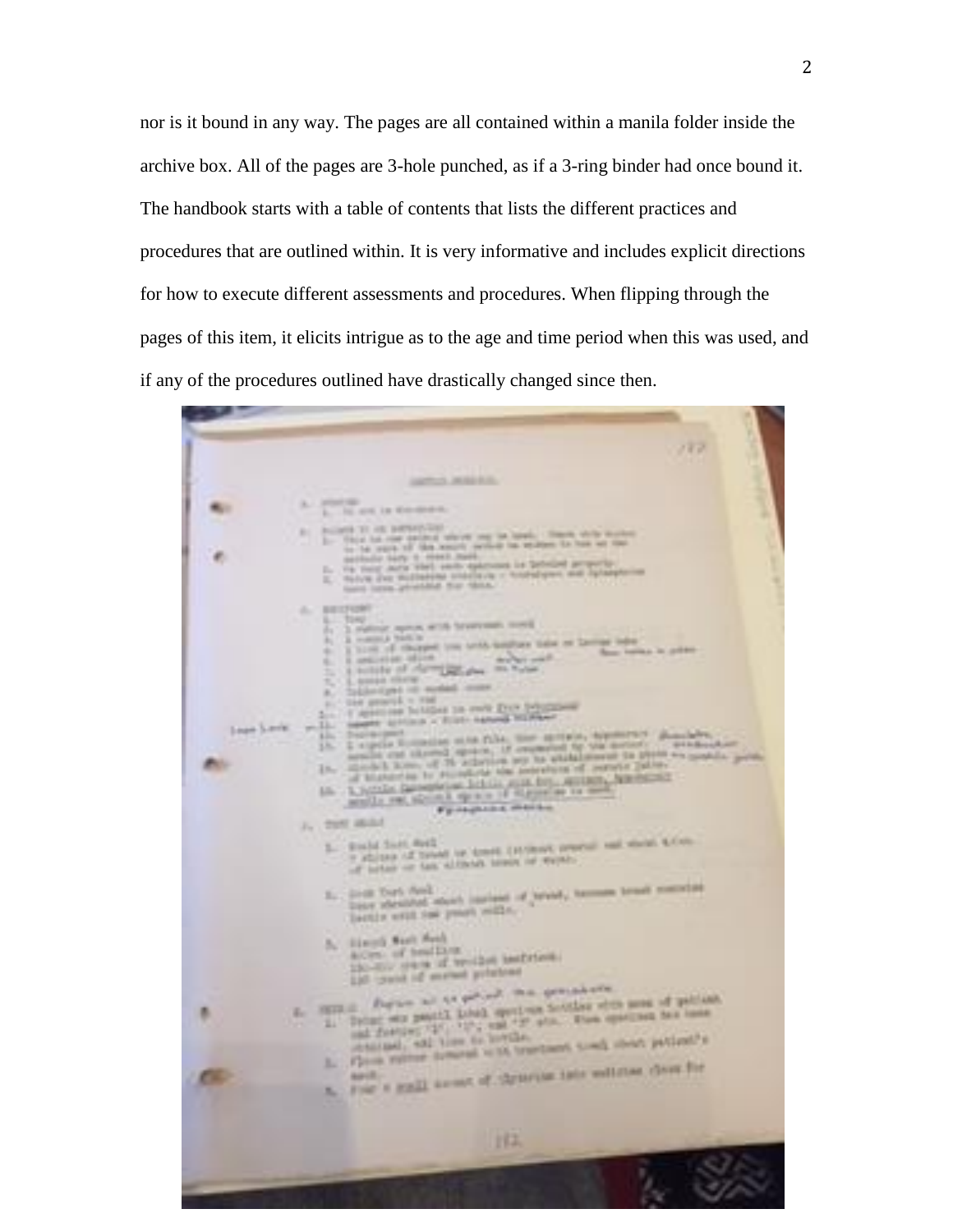nor is it bound in any way. The pages are all contained within a manila folder inside the archive box. All of the pages are 3-hole punched, as if a 3-ring binder had once bound it. The handbook starts with a table of contents that lists the different practices and procedures that are outlined within. It is very informative and includes explicit directions for how to execute different assessments and procedures. When flipping through the pages of this item, it elicits intrigue as to the age and time period when this was used, and if any of the procedures outlined have drastically changed since then.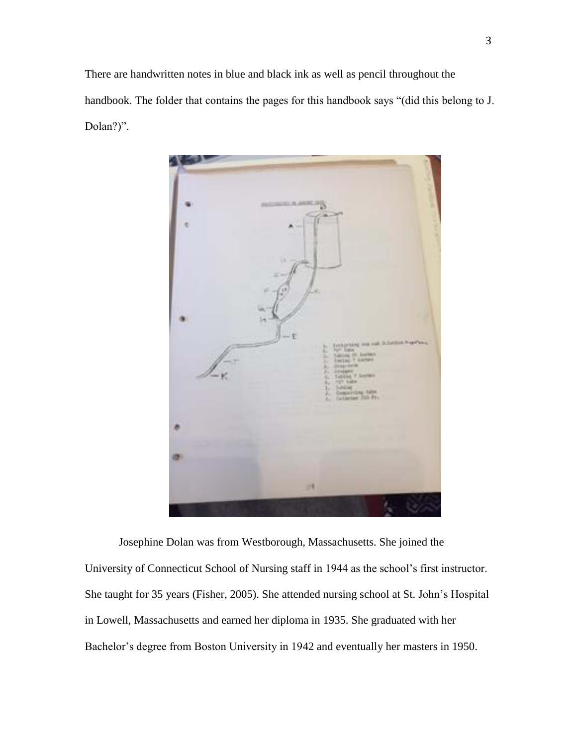There are handwritten notes in blue and black ink as well as pencil throughout the handbook. The folder that contains the pages for this handbook says "(did this belong to J. Dolan?)".

Josephine Dolan was from Westborough, Massachusetts. She joined the University of Connecticut School of Nursing staff in 1944 as the school's first instructor. She taught for 35 years (Fisher, 2005). She attended nursing school at St. John's Hospital in Lowell, Massachusetts and earned her diploma in 1935. She graduated with her Bachelor's degree from Boston University in 1942 and eventually her masters in 1950.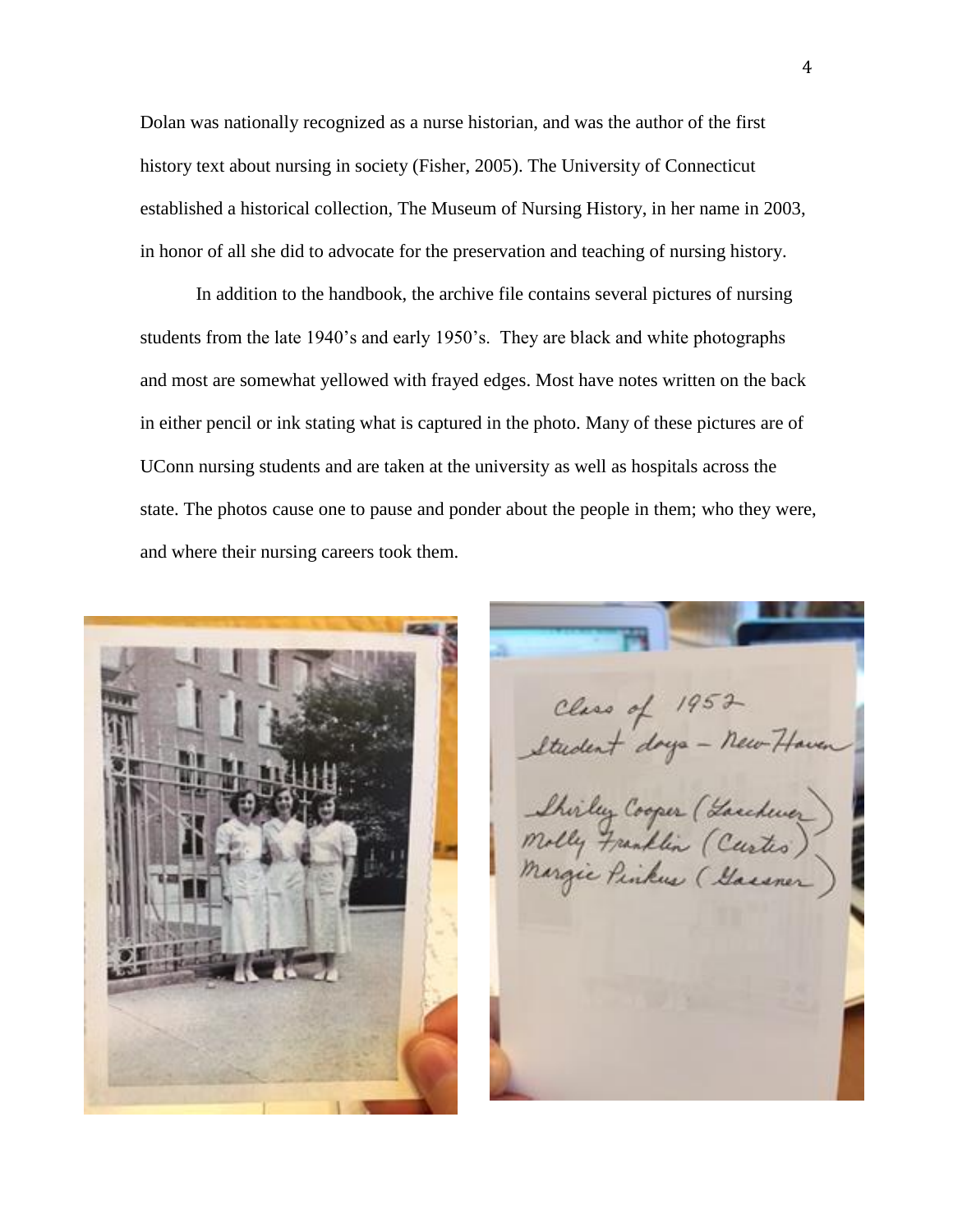Dolan was nationally recognized as a nurse historian, and was the author of the first history text about nursing in society (Fisher, 2005). The University of Connecticut established a historical collection, The Museum of Nursing History, in her name in 2003, in honor of all she did to advocate for the preservation and teaching of nursing history.

In addition to the handbook, the archive file contains several pictures of nursing students from the late 1940's and early 1950's. They are black and white photographs and most are somewhat yellowed with frayed edges. Most have notes written on the back in either pencil or ink stating what is captured in the photo. Many of these pictures are of UConn nursing students and are taken at the university as well as hospitals across the state. The photos cause one to pause and ponder about the people in them; who they were, and where their nursing careers took them.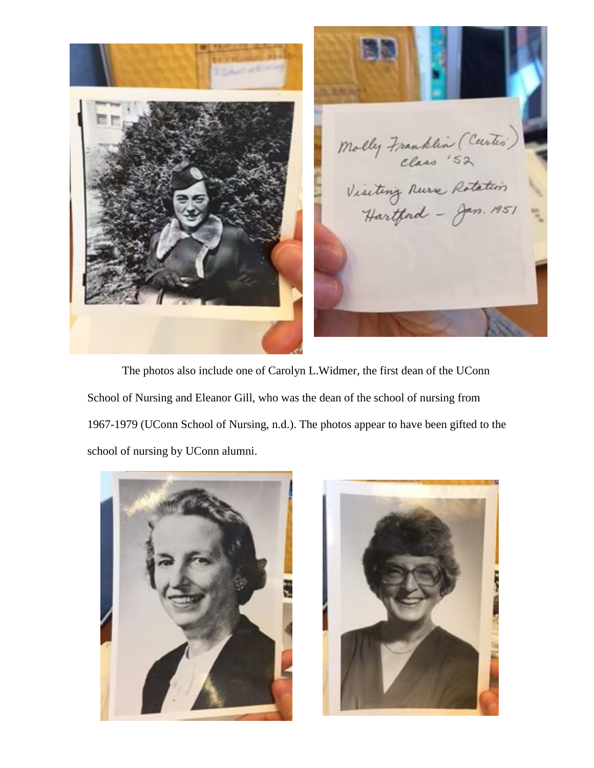The photos also include one of Carolyn L.Widmer, the first dean of the UConn School of Nursing and Eleanor Gill, who was the dean of the school of nursing from 1967-1979 (UConn School of Nursing, n.d.). The photos appear to have been gifted to the school of nursing by UConn alumni.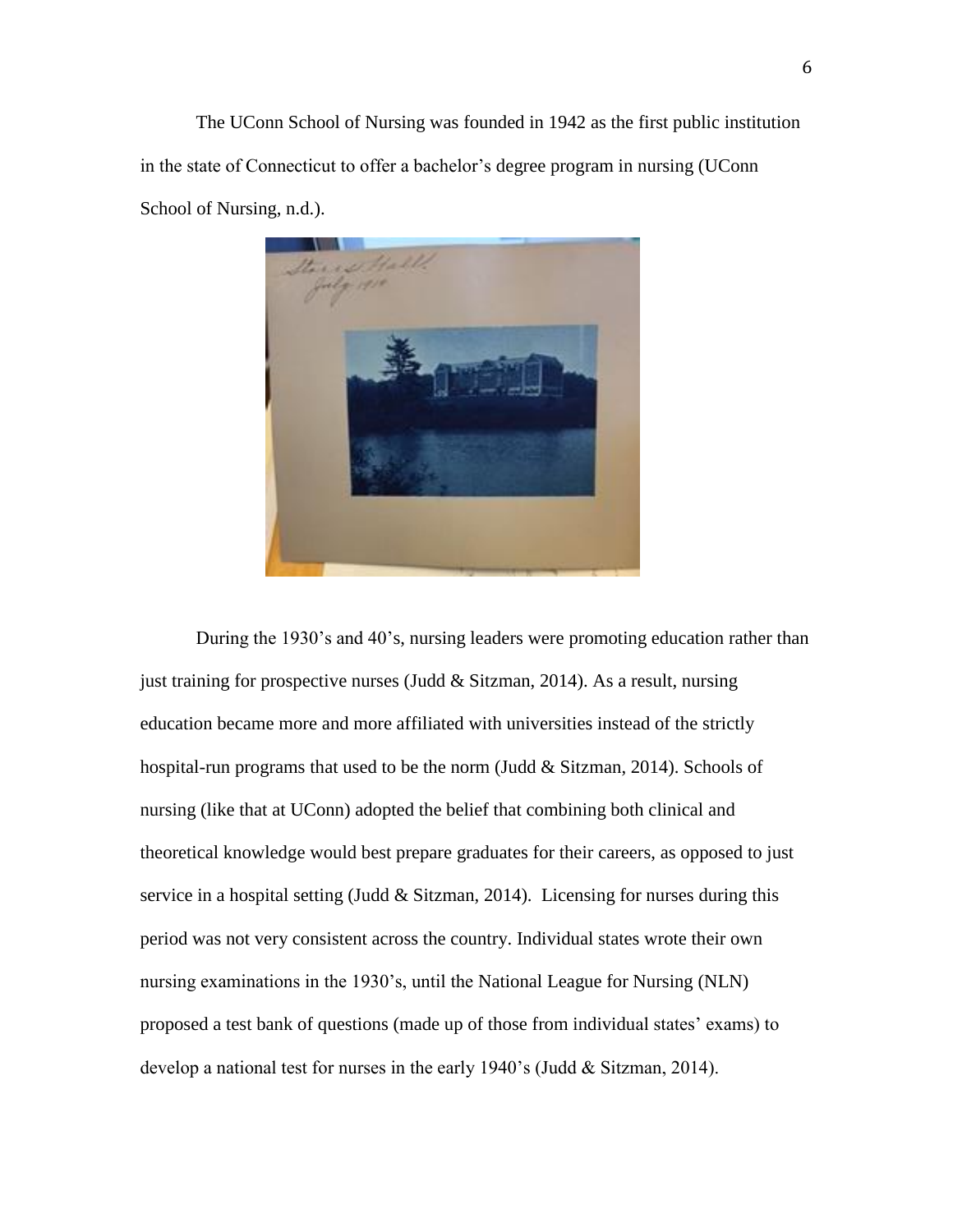The UConn School of Nursing was founded in 1942 as the first public institution in the state of Connecticut to offer a bachelor's degree program in nursing (UConn School of Nursing, n.d.).

During the 1930's and 40's, nursing leaders were promoting education rather than just training for prospective nurses (Judd & Sitzman, 2014). As a result, nursing education became more and more affiliated with universities instead of the strictly hospital-run programs that used to be the norm (Judd & Sitzman, 2014). Schools of nursing (like that at UConn) adopted the belief that combining both clinical and theoretical knowledge would best prepare graduates for their careers, as opposed to just service in a hospital setting (Judd & Sitzman, 2014). Licensing for nurses during this period was not very consistent across the country. Individual states wrote their own nursing examinations in the 1930's, until the National League for Nursing (NLN) proposed a test bank of questions (made up of those from individual states' exams) to develop a national test for nurses in the early 1940's (Judd & Sitzman, 2014).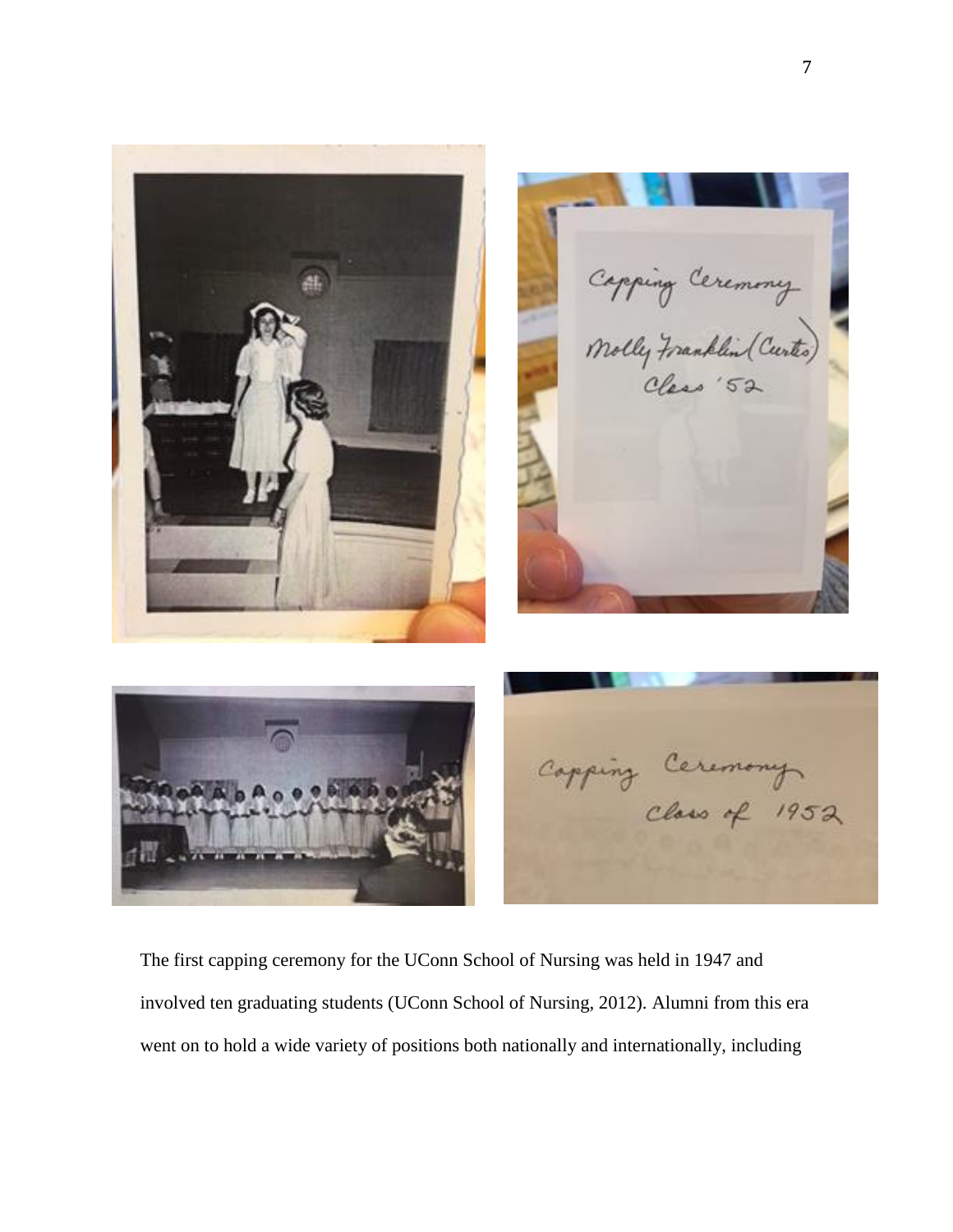The first capping ceremony for the UConn School of Nursing was held in 1947 and involved ten graduating students (UConn School of Nursing, 2012). Alumni from this era went on to hold a wide variety of positions both nationally and internationally, including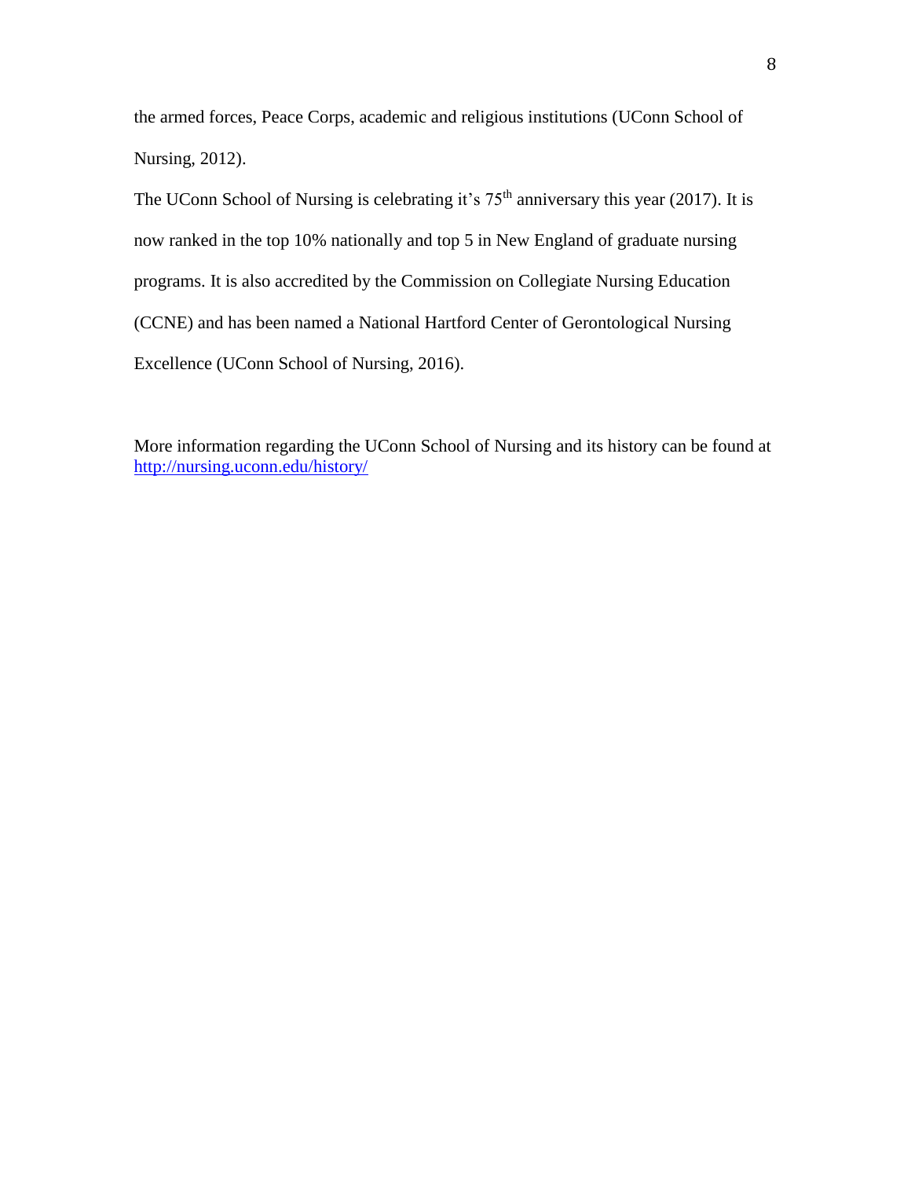the armed forces, Peace Corps, academic and religious institutions (UConn School of Nursing, 2012).

The UConn School of Nursing is celebrating it's 75th anniversary this year (2017). It is now ranked in the top 10% nationally and top 5 in New England of graduate nursing programs. It is also accredited by the Commission on Collegiate Nursing Education (CCNE) and has been named a National Hartford Center of Gerontological Nursing Excellence (UConn School of Nursing, 2016).

More information regarding the UConn School of Nursing and its history can be found at [http://nursing.uconn.edu/history/](http://nursing.uconn.edu/history/)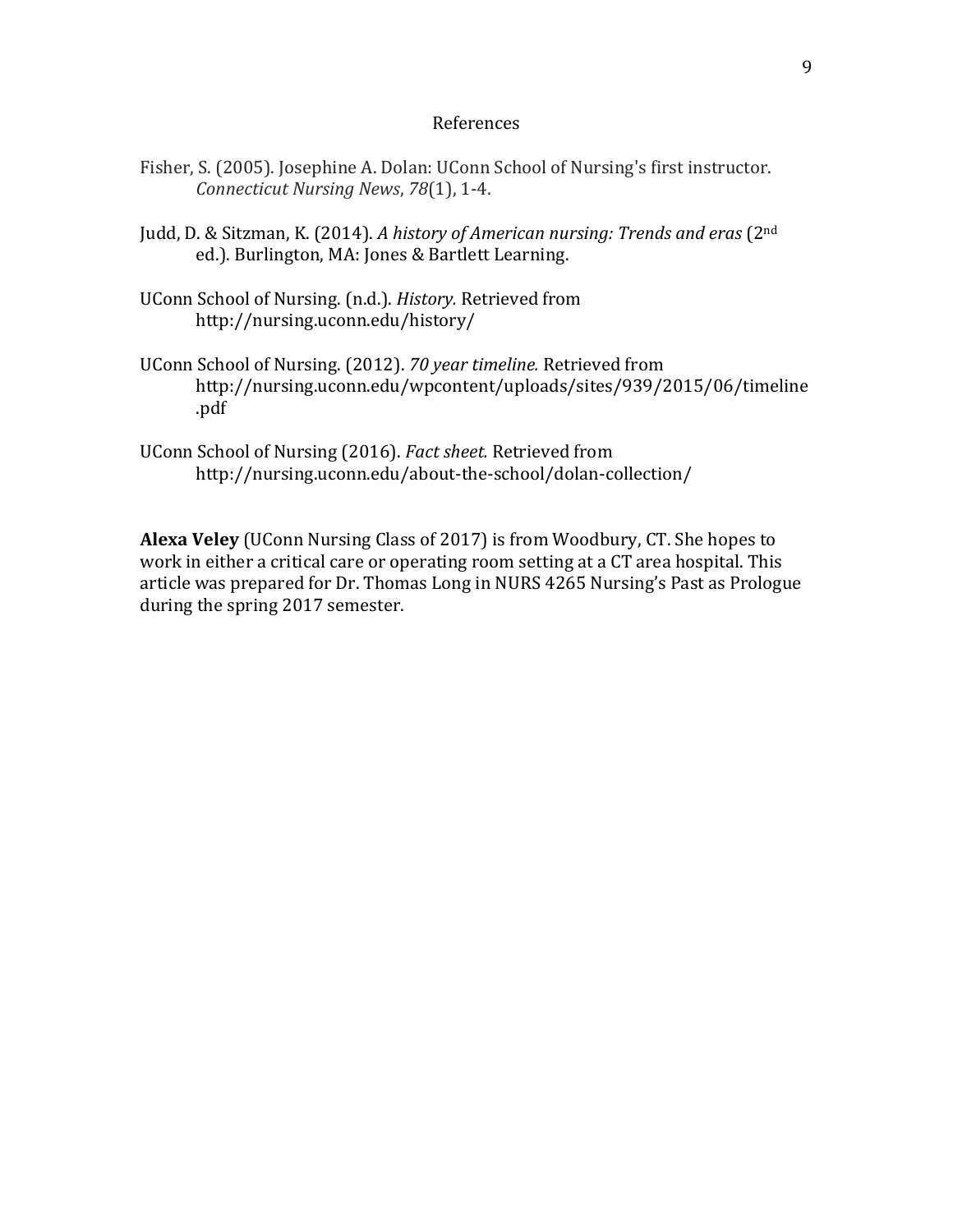## References

Fisher, S. (2005). Josephine A. Dolan: UConn School of Nursing's first instructor. *Connecticut Nursing News*, *78*(1), 1-4.

Judd, D. & Sitzman, K. (2014). *A history of American nursing: Trends and eras* (2nd ed.). Burlington, MA: Jones & Bartlett Learning.

UConn School of Nursing. (n.d.). *History.* Retrieved from http://nursing.uconn.edu/history/

UConn School of Nursing. (2012). *70 year timeline.* Retrieved from http://nursing.uconn.edu/wpcontent/uploads/sites/939/2015/06/timeline.pdf

UConn School of Nursing (2016). *Fact sheet.* Retrieved from http://nursing.uconn.edu/about-the-school/dolan-collection/

**Alexa Veley** (UConn Nursing Class of 2017) is from Woodbury, CT. She hopes to work in either a critical care or operating room setting at a CT area hospital. This article was prepared for Dr. Thomas Long in NURS 4265 Nursing's Past as Prologue during the spring 2017 semester.